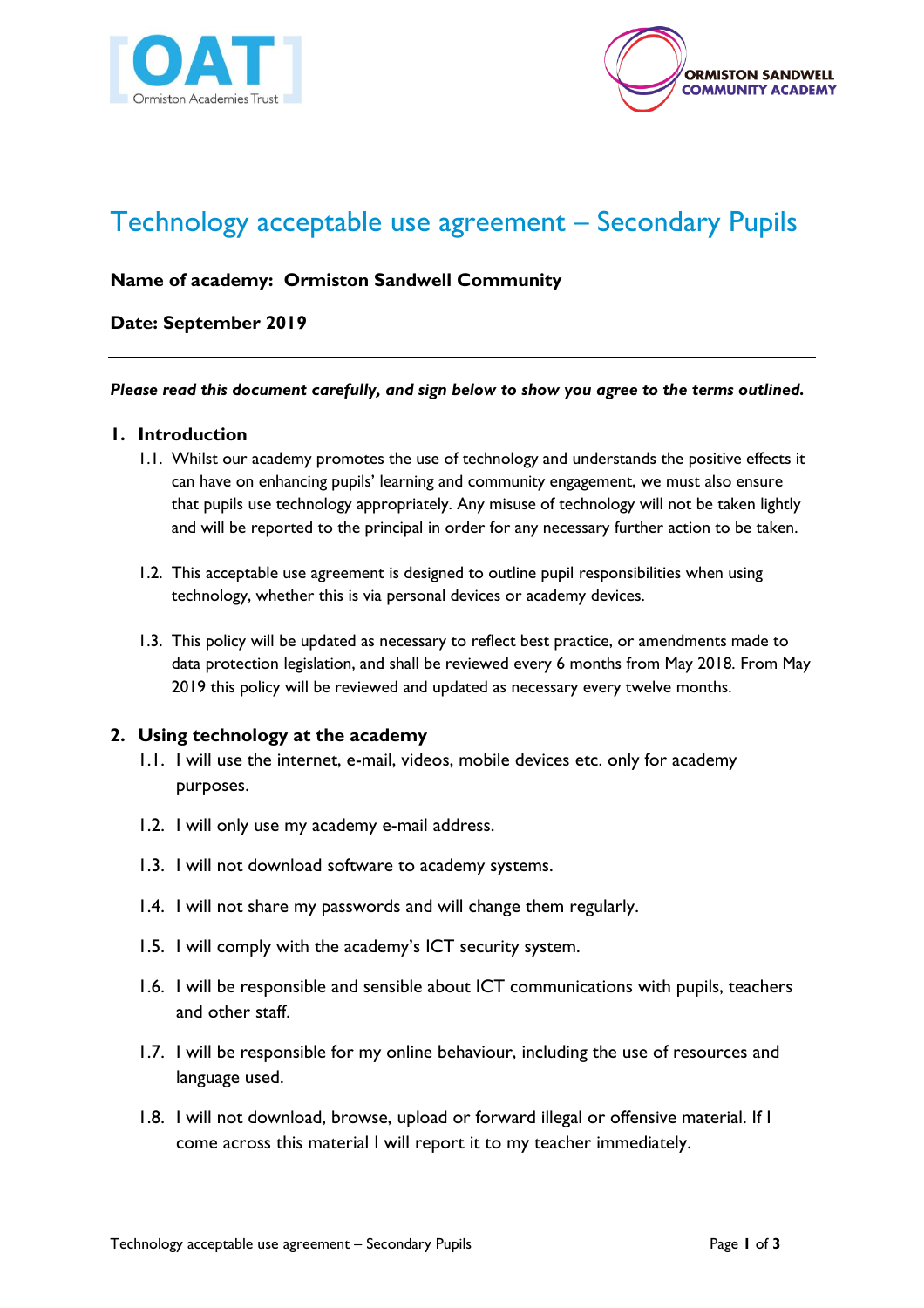# Technology acceptable use agreement – Secondary Pupils

**Name of academy: Ormiston Sandwell Community**

**Date: September 2019**

---

***Please read this document carefully, and sign below to show you agree to the terms outlined.***

## 1. Introduction

1.1. Whilst our academy promotes the use of technology and understands the positive effects it can have on enhancing pupils' learning and community engagement, we must also ensure that pupils use technology appropriately. Any misuse of technology will not be taken lightly and will be reported to the principal in order for any necessary further action to be taken.

1.2. This acceptable use agreement is designed to outline pupil responsibilities when using technology, whether this is via personal devices or academy devices.

1.3. This policy will be updated as necessary to reflect best practice, or amendments made to data protection legislation, and shall be reviewed every 6 months from May 2018. From May 2019 this policy will be reviewed and updated as necessary every twelve months.

## 2. Using technology at the academy

1.1. I will use the internet, e-mail, videos, mobile devices etc. only for academy purposes.

1.2. I will only use my academy e-mail address.

1.3. I will not download software to academy systems.

1.4. I will not share my passwords and will change them regularly.

1.5. I will comply with the academy's ICT security system.

1.6. I will be responsible and sensible about ICT communications with pupils, teachers and other staff.

1.7. I will be responsible for my online behaviour, including the use of resources and language used.

1.8. I will not download, browse, upload or forward illegal or offensive material. If I come across this material I will report it to my teacher immediately.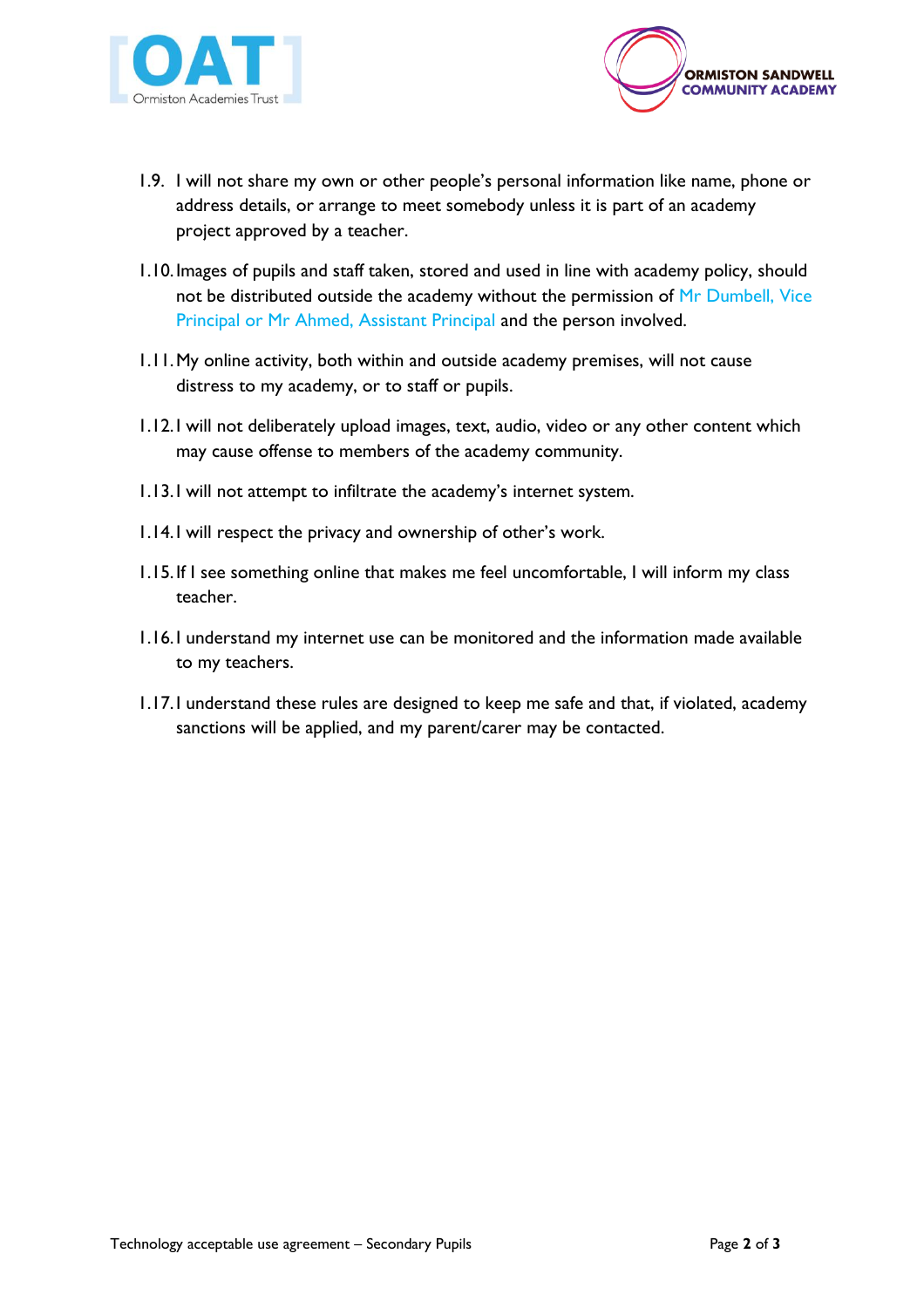1.9. I will not share my own or other people's personal information like name, phone or address details, or arrange to meet somebody unless it is part of an academy project approved by a teacher.

1.10. Images of pupils and staff taken, stored and used in line with academy policy, should not be distributed outside the academy without the permission of Mr Dumbell, Vice Principal or Mr Ahmed, Assistant Principal and the person involved.

1.11. My online activity, both within and outside academy premises, will not cause distress to my academy, or to staff or pupils.

1.12. I will not deliberately upload images, text, audio, video or any other content which may cause offense to members of the academy community.

1.13. I will not attempt to infiltrate the academy's internet system.

1.14. I will respect the privacy and ownership of other's work.

1.15. If I see something online that makes me feel uncomfortable, I will inform my class teacher.

1.16. I understand my internet use can be monitored and the information made available to my teachers.

1.17. I understand these rules are designed to keep me safe and that, if violated, academy sanctions will be applied, and my parent/carer may be contacted.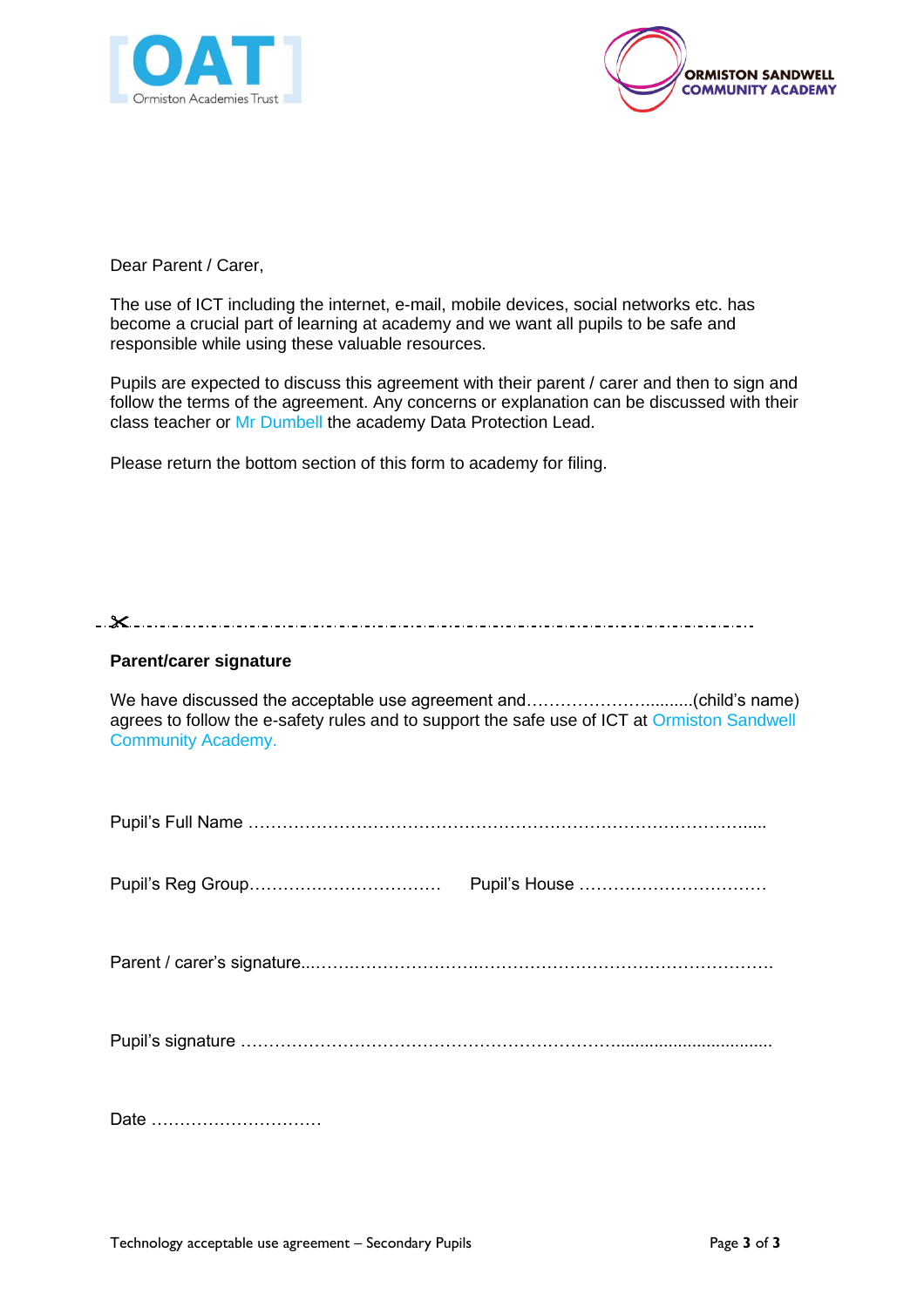Dear Parent / Carer,

The use of ICT including the internet, e-mail, mobile devices, social networks etc. has become a crucial part of learning at academy and we want all pupils to be safe and responsible while using these valuable resources.

Pupils are expected to discuss this agreement with their parent / carer and then to sign and follow the terms of the agreement. Any concerns or explanation can be discussed with their class teacher or Mr Dumbell the academy Data Protection Lead.

Please return the bottom section of this form to academy for filing.

✂--------------------------------------------------------------------------------

**Parent/carer signature**

We have discussed the acceptable use agreement and……………………..........(child's name) agrees to follow the e-safety rules and to support the safe use of ICT at Ormiston Sandwell Community Academy.

Pupil's Full Name …………………………………………………………………………......

Pupil's Reg Group……………………………… Pupil's House ……………………………

Parent / carer's signature...……..…………………..…………………………………………….

Pupil's signature ………………………………………………………….................................

Date …………………………